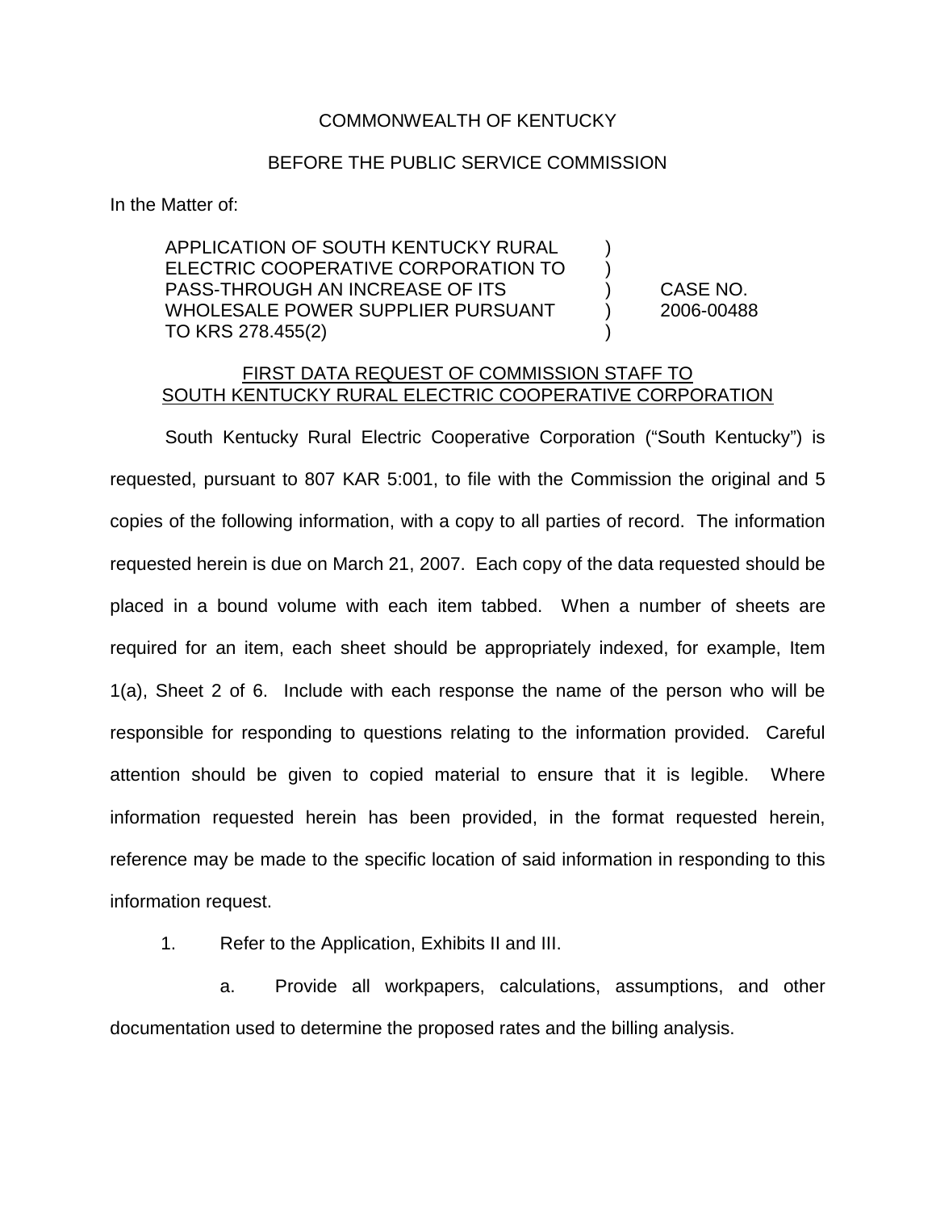COMMONWEALTH OF KENTUCKY

BEFORE THE PUBLIC SERVICE COMMISSION

In the Matter of:

| | | |
|---|---|---|
| APPLICATION OF SOUTH KENTUCKY RURAL ELECTRIC COOPERATIVE CORPORATION TO PASS-THROUGH AN INCREASE OF ITS WHOLESALE POWER SUPPLIER PURSUANT TO KRS 278.455(2) | ) ) ) ) ) | CASE NO. 2006-00488 |

FIRST DATA REQUEST OF COMMISSION STAFF TO SOUTH KENTUCKY RURAL ELECTRIC COOPERATIVE CORPORATION

South Kentucky Rural Electric Cooperative Corporation ("South Kentucky") is requested, pursuant to 807 KAR 5:001, to file with the Commission the original and 5 copies of the following information, with a copy to all parties of record. The information requested herein is due on March 21, 2007. Each copy of the data requested should be placed in a bound volume with each item tabbed. When a number of sheets are required for an item, each sheet should be appropriately indexed, for example, Item 1(a), Sheet 2 of 6. Include with each response the name of the person who will be responsible for responding to questions relating to the information provided. Careful attention should be given to copied material to ensure that it is legible. Where information requested herein has been provided, in the format requested herein, reference may be made to the specific location of said information in responding to this information request.

1. Refer to the Application, Exhibits II and III.

   a. Provide all workpapers, calculations, assumptions, and other documentation used to determine the proposed rates and the billing analysis.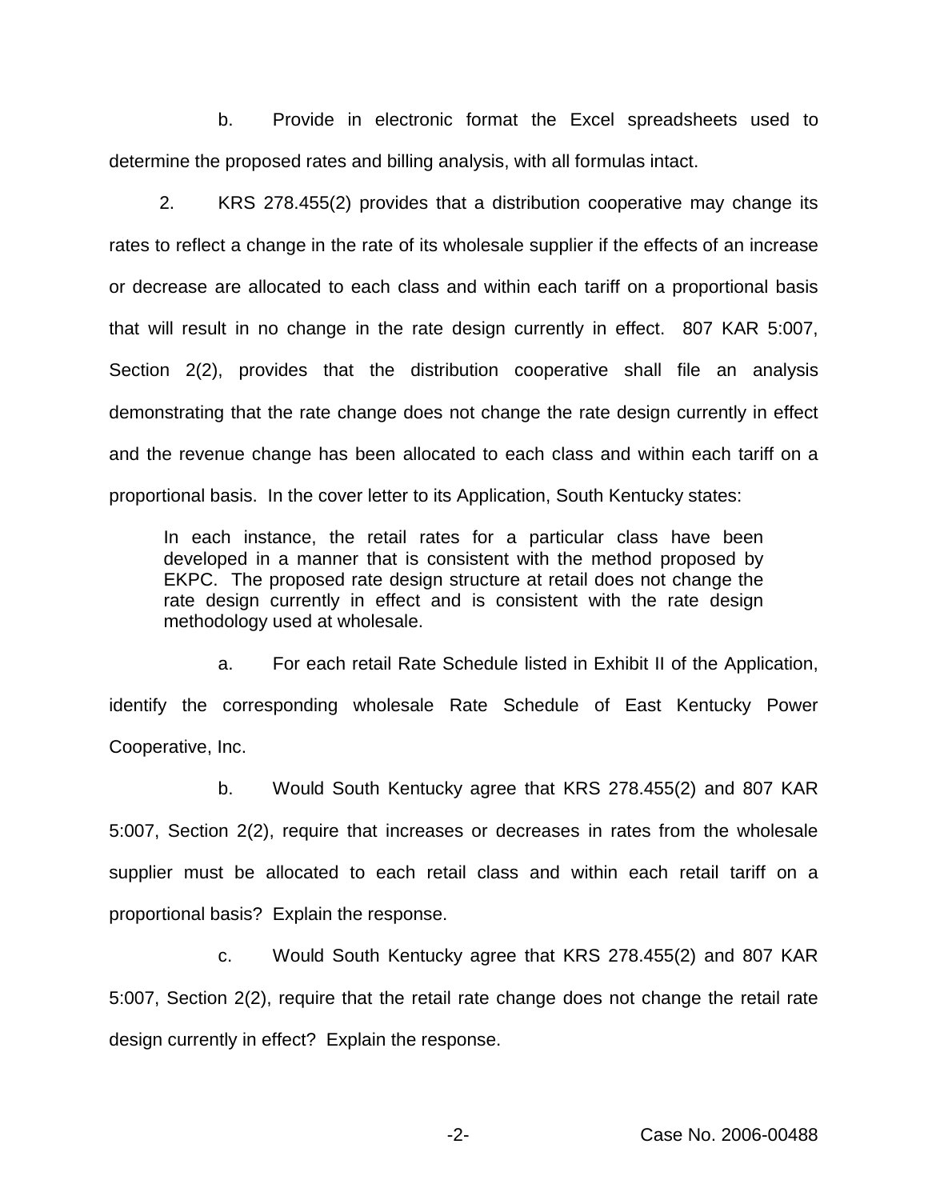b. Provide in electronic format the Excel spreadsheets used to determine the proposed rates and billing analysis, with all formulas intact.

2. KRS 278.455(2) provides that a distribution cooperative may change its rates to reflect a change in the rate of its wholesale supplier if the effects of an increase or decrease are allocated to each class and within each tariff on a proportional basis that will result in no change in the rate design currently in effect. 807 KAR 5:007, Section 2(2), provides that the distribution cooperative shall file an analysis demonstrating that the rate change does not change the rate design currently in effect and the revenue change has been allocated to each class and within each tariff on a proportional basis. In the cover letter to its Application, South Kentucky states:

> In each instance, the retail rates for a particular class have been developed in a manner that is consistent with the method proposed by EKPC. The proposed rate design structure at retail does not change the rate design currently in effect and is consistent with the rate design methodology used at wholesale.

a. For each retail Rate Schedule listed in Exhibit II of the Application, identify the corresponding wholesale Rate Schedule of East Kentucky Power Cooperative, Inc.

b. Would South Kentucky agree that KRS 278.455(2) and 807 KAR 5:007, Section 2(2), require that increases or decreases in rates from the wholesale supplier must be allocated to each retail class and within each retail tariff on a proportional basis? Explain the response.

c. Would South Kentucky agree that KRS 278.455(2) and 807 KAR 5:007, Section 2(2), require that the retail rate change does not change the retail rate design currently in effect? Explain the response.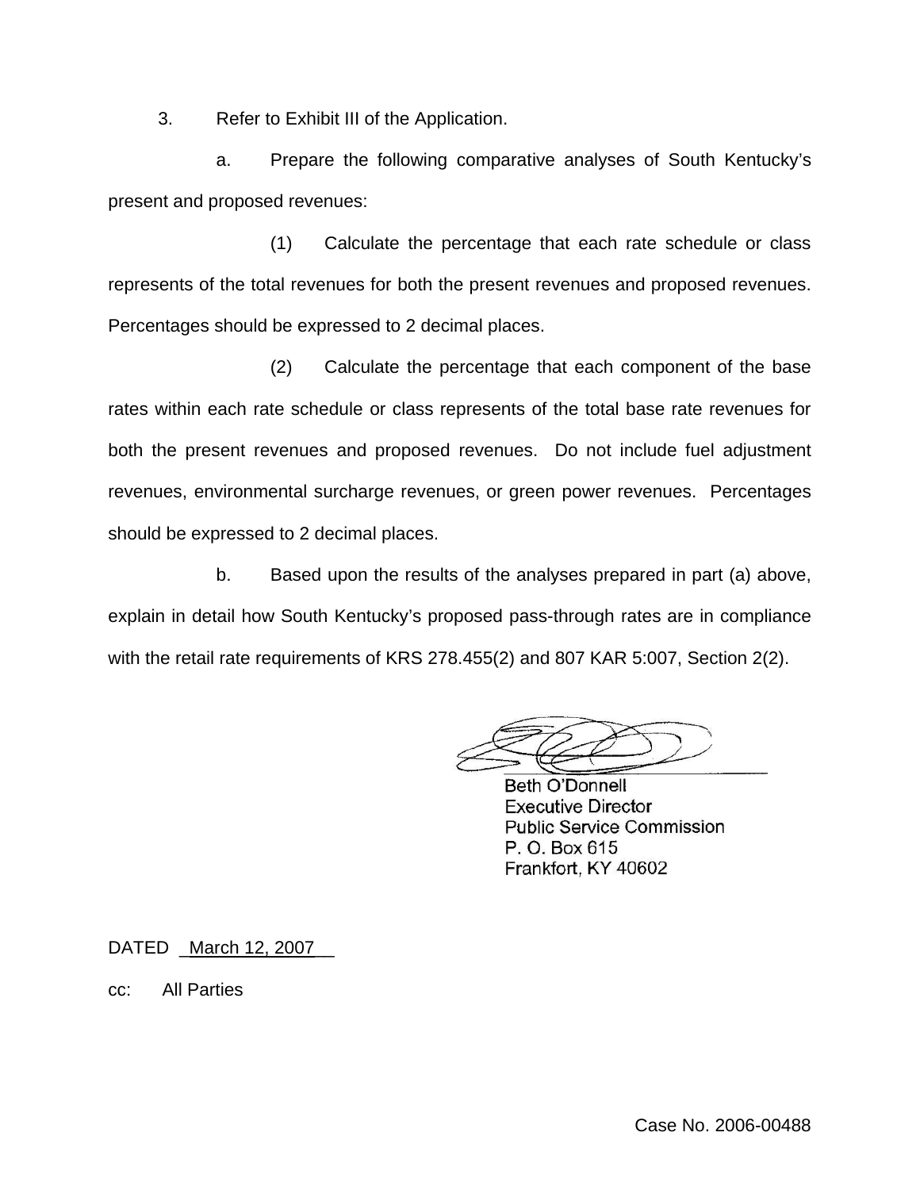3. Refer to Exhibit III of the Application.

a. Prepare the following comparative analyses of South Kentucky's present and proposed revenues:

(1) Calculate the percentage that each rate schedule or class represents of the total revenues for both the present revenues and proposed revenues. Percentages should be expressed to 2 decimal places.

(2) Calculate the percentage that each component of the base rates within each rate schedule or class represents of the total base rate revenues for both the present revenues and proposed revenues. Do not include fuel adjustment revenues, environmental surcharge revenues, or green power revenues. Percentages should be expressed to 2 decimal places.

b. Based upon the results of the analyses prepared in part (a) above, explain in detail how South Kentucky's proposed pass-through rates are in compliance with the retail rate requirements of KRS 278.455(2) and 807 KAR 5:007, Section 2(2).

Beth O'Donnell
Executive Director
Public Service Commission
P. O. Box 615
Frankfort, KY 40602

DATED March 12, 2007

cc: All Parties

Case No. 2006-00488